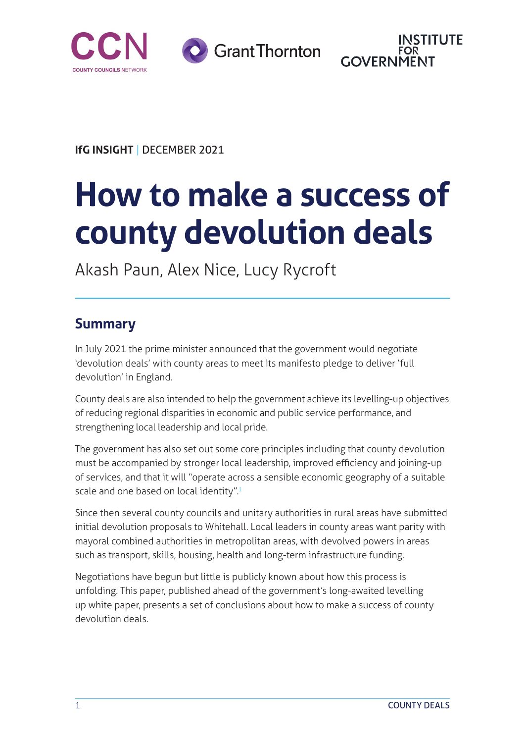IfG INSIGHT | DECEMBER 2021

# How to make a success of county devolution deals

Akash Paun, Alex Nice, Lucy Rycroft

## Summary

In July 2021 the prime minister announced that the government would negotiate 'devolution deals' with county areas to meet its manifesto pledge to deliver 'full devolution' in England.

County deals are also intended to help the government achieve its levelling-up objectives of reducing regional disparities in economic and public service performance, and strengthening local leadership and local pride.

The government has also set out some core principles including that county devolution must be accompanied by stronger local leadership, improved efficiency and joining-up of services, and that it will "operate across a sensible economic geography of a suitable scale and one based on local identity".[1]

Since then several county councils and unitary authorities in rural areas have submitted initial devolution proposals to Whitehall. Local leaders in county areas want parity with mayoral combined authorities in metropolitan areas, with devolved powers in areas such as transport, skills, housing, health and long-term infrastructure funding.

Negotiations have begun but little is publicly known about how this process is unfolding. This paper, published ahead of the government's long-awaited levelling up white paper, presents a set of conclusions about how to make a success of county devolution deals.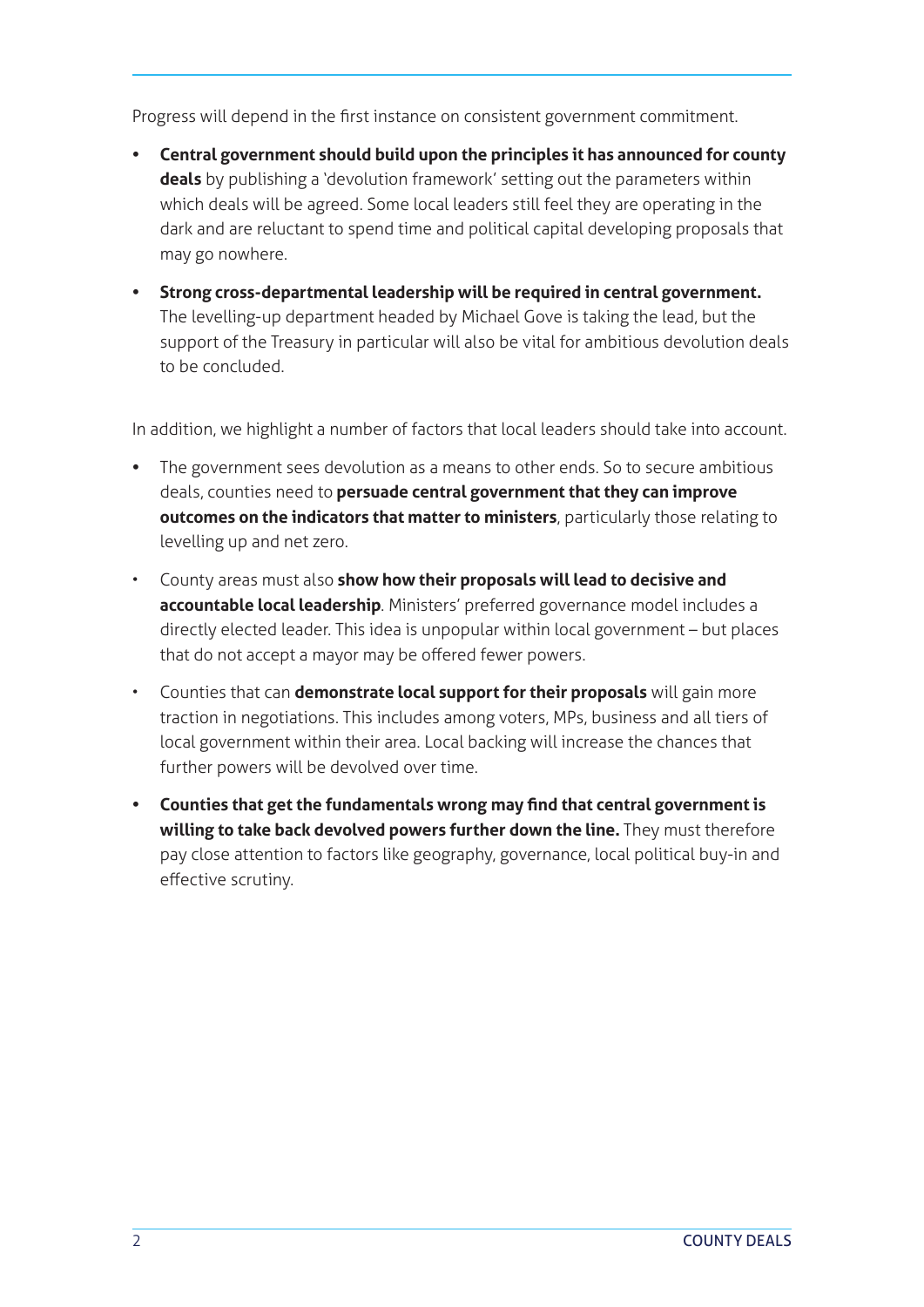Progress will depend in the first instance on consistent government commitment.

- **Central government should build upon the principles it has announced for county deals** by publishing a 'devolution framework' setting out the parameters within which deals will be agreed. Some local leaders still feel they are operating in the dark and are reluctant to spend time and political capital developing proposals that may go nowhere.
- **Strong cross-departmental leadership will be required in central government.** The levelling-up department headed by Michael Gove is taking the lead, but the support of the Treasury in particular will also be vital for ambitious devolution deals to be concluded.

In addition, we highlight a number of factors that local leaders should take into account.

- The government sees devolution as a means to other ends. So to secure ambitious deals, counties need to **persuade central government that they can improve outcomes on the indicators that matter to ministers**, particularly those relating to levelling up and net zero.
- County areas must also **show how their proposals will lead to decisive and accountable local leadership**. Ministers' preferred governance model includes a directly elected leader. This idea is unpopular within local government – but places that do not accept a mayor may be offered fewer powers.
- Counties that can **demonstrate local support for their proposals** will gain more traction in negotiations. This includes among voters, MPs, business and all tiers of local government within their area. Local backing will increase the chances that further powers will be devolved over time.
- **Counties that get the fundamentals wrong may find that central government is willing to take back devolved powers further down the line.** They must therefore pay close attention to factors like geography, governance, local political buy-in and effective scrutiny.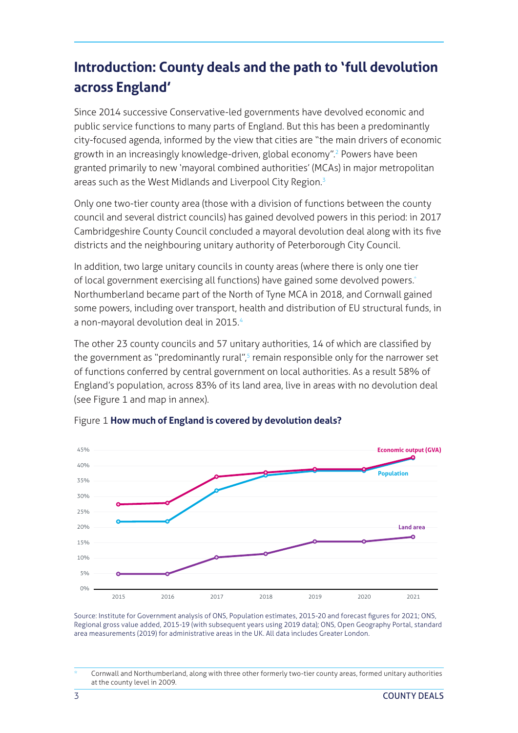## Introduction: County deals and the path to 'full devolution across England'

Since 2014 successive Conservative-led governments have devolved economic and public service functions to many parts of England. But this has been a predominantly city-focused agenda, informed by the view that cities are "the main drivers of economic growth in an increasingly knowledge-driven, global economy".[2] Powers have been granted primarily to new 'mayoral combined authorities' (MCAs) in major metropolitan areas such as the West Midlands and Liverpool City Region.[3]

Only one two-tier county area (those with a division of functions between the county council and several district councils) has gained devolved powers in this period: in 2017 Cambridgeshire County Council concluded a mayoral devolution deal along with its five districts and the neighbouring unitary authority of Peterborough City Council.

In addition, two large unitary councils in county areas (where there is only one tier of local government exercising all functions) have gained some devolved powers.[*] Northumberland became part of the North of Tyne MCA in 2018, and Cornwall gained some powers, including over transport, health and distribution of EU structural funds, in a non-mayoral devolution deal in 2015.[4]

The other 23 county councils and 57 unitary authorities, 14 of which are classified by the government as "predominantly rural",[5] remain responsible only for the narrower set of functions conferred by central government on local authorities. As a result 58% of England's population, across 83% of its land area, live in areas with no devolution deal (see Figure 1 and map in annex).

Figure 1 **How much of England is covered by devolution deals?**

| Year | Economic output (GVA) | Population | Land area |
|---|---|---|---|
| 2015 | ~27.5% | ~22% | ~5% |
| 2016 | ~28% | ~22% | ~5% |
| 2017 | ~36.5% | ~32% | ~10.5% |
| 2018 | ~38% | ~37% | ~11.5% |
| 2019 | ~39% | ~38.5% | ~15.5% |
| 2020 | ~39% | ~38.5% | ~15.5% |
| 2021 | ~42.5% | ~42.5% | ~17% |

Source: Institute for Government analysis of ONS, Population estimates, 2015-20 and forecast figures for 2021; ONS, Regional gross value added, 2015-19 (with subsequent years using 2019 data); ONS, Open Geography Portal, standard area measurements (2019) for administrative areas in the UK. All data includes Greater London.

[*] Cornwall and Northumberland, along with three other formerly two-tier county areas, formed unitary authorities at the county level in 2009.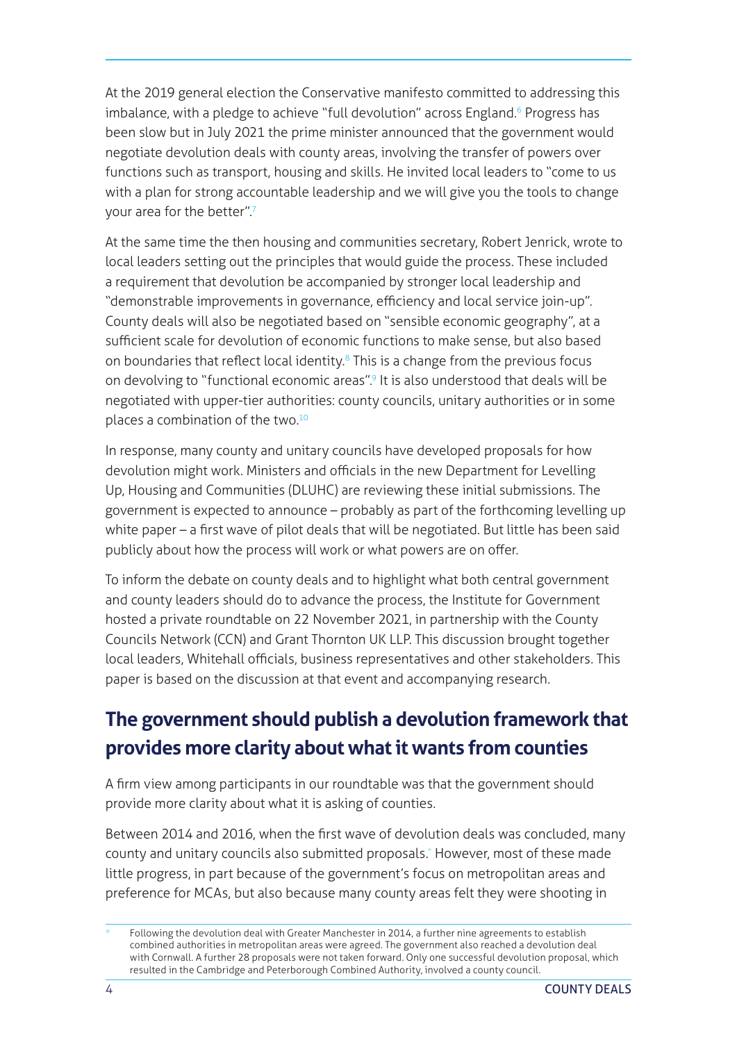At the 2019 general election the Conservative manifesto committed to addressing this imbalance, with a pledge to achieve "full devolution" across England.[6] Progress has been slow but in July 2021 the prime minister announced that the government would negotiate devolution deals with county areas, involving the transfer of powers over functions such as transport, housing and skills. He invited local leaders to "come to us with a plan for strong accountable leadership and we will give you the tools to change your area for the better".[7]

At the same time the then housing and communities secretary, Robert Jenrick, wrote to local leaders setting out the principles that would guide the process. These included a requirement that devolution be accompanied by stronger local leadership and "demonstrable improvements in governance, efficiency and local service join-up". County deals will also be negotiated based on "sensible economic geography", at a sufficient scale for devolution of economic functions to make sense, but also based on boundaries that reflect local identity.[8] This is a change from the previous focus on devolving to "functional economic areas".[9] It is also understood that deals will be negotiated with upper-tier authorities: county councils, unitary authorities or in some places a combination of the two.[10]

In response, many county and unitary councils have developed proposals for how devolution might work. Ministers and officials in the new Department for Levelling Up, Housing and Communities (DLUHC) are reviewing these initial submissions. The government is expected to announce – probably as part of the forthcoming levelling up white paper – a first wave of pilot deals that will be negotiated. But little has been said publicly about how the process will work or what powers are on offer.

To inform the debate on county deals and to highlight what both central government and county leaders should do to advance the process, the Institute for Government hosted a private roundtable on 22 November 2021, in partnership with the County Councils Network (CCN) and Grant Thornton UK LLP. This discussion brought together local leaders, Whitehall officials, business representatives and other stakeholders. This paper is based on the discussion at that event and accompanying research.

## The government should publish a devolution framework that provides more clarity about what it wants from counties

A firm view among participants in our roundtable was that the government should provide more clarity about what it is asking of counties.

Between 2014 and 2016, when the first wave of devolution deals was concluded, many county and unitary councils also submitted proposals.* However, most of these made little progress, in part because of the government's focus on metropolitan areas and preference for MCAs, but also because many county areas felt they were shooting in

\* Following the devolution deal with Greater Manchester in 2014, a further nine agreements to establish combined authorities in metropolitan areas were agreed. The government also reached a devolution deal with Cornwall. A further 28 proposals were not taken forward. Only one successful devolution proposal, which resulted in the Cambridge and Peterborough Combined Authority, involved a county council.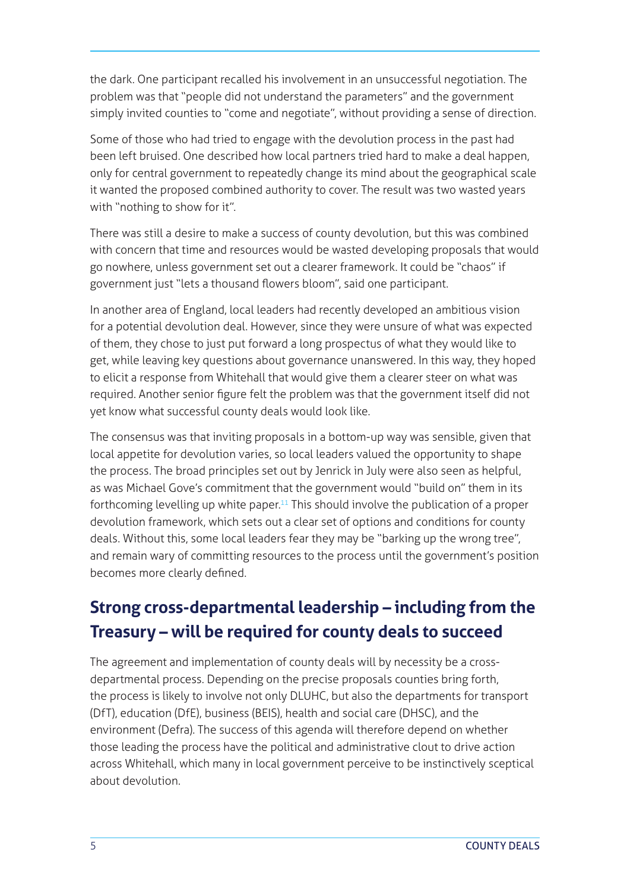the dark. One participant recalled his involvement in an unsuccessful negotiation. The problem was that "people did not understand the parameters" and the government simply invited counties to "come and negotiate", without providing a sense of direction.

Some of those who had tried to engage with the devolution process in the past had been left bruised. One described how local partners tried hard to make a deal happen, only for central government to repeatedly change its mind about the geographical scale it wanted the proposed combined authority to cover. The result was two wasted years with "nothing to show for it".

There was still a desire to make a success of county devolution, but this was combined with concern that time and resources would be wasted developing proposals that would go nowhere, unless government set out a clearer framework. It could be "chaos" if government just "lets a thousand flowers bloom", said one participant.

In another area of England, local leaders had recently developed an ambitious vision for a potential devolution deal. However, since they were unsure of what was expected of them, they chose to just put forward a long prospectus of what they would like to get, while leaving key questions about governance unanswered. In this way, they hoped to elicit a response from Whitehall that would give them a clearer steer on what was required. Another senior figure felt the problem was that the government itself did not yet know what successful county deals would look like.

The consensus was that inviting proposals in a bottom-up way was sensible, given that local appetite for devolution varies, so local leaders valued the opportunity to shape the process. The broad principles set out by Jenrick in July were also seen as helpful, as was Michael Gove's commitment that the government would "build on" them in its forthcoming levelling up white paper.[11] This should involve the publication of a proper devolution framework, which sets out a clear set of options and conditions for county deals. Without this, some local leaders fear they may be "barking up the wrong tree", and remain wary of committing resources to the process until the government's position becomes more clearly defined.

## Strong cross-departmental leadership – including from the Treasury – will be required for county deals to succeed

The agreement and implementation of county deals will by necessity be a cross-departmental process. Depending on the precise proposals counties bring forth, the process is likely to involve not only DLUHC, but also the departments for transport (DfT), education (DfE), business (BEIS), health and social care (DHSC), and the environment (Defra). The success of this agenda will therefore depend on whether those leading the process have the political and administrative clout to drive action across Whitehall, which many in local government perceive to be instinctively sceptical about devolution.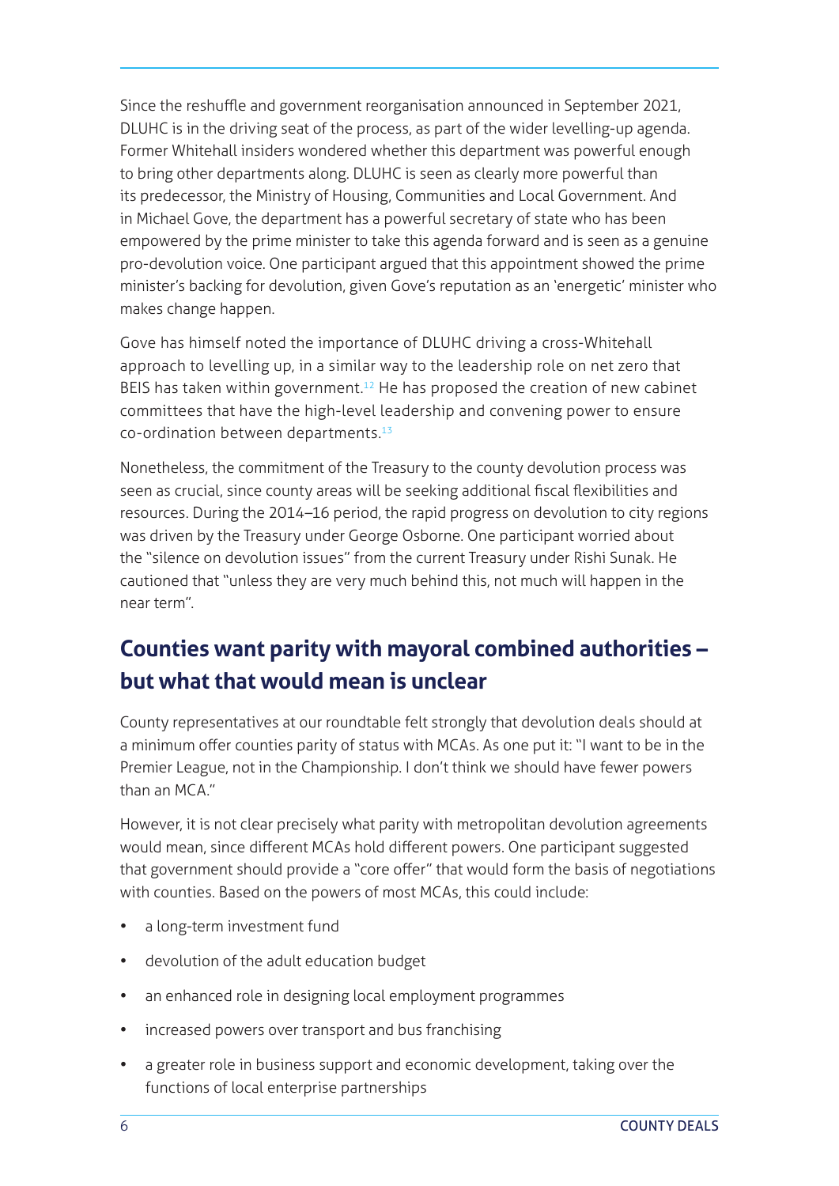Since the reshuffle and government reorganisation announced in September 2021, DLUHC is in the driving seat of the process, as part of the wider levelling-up agenda. Former Whitehall insiders wondered whether this department was powerful enough to bring other departments along. DLUHC is seen as clearly more powerful than its predecessor, the Ministry of Housing, Communities and Local Government. And in Michael Gove, the department has a powerful secretary of state who has been empowered by the prime minister to take this agenda forward and is seen as a genuine pro-devolution voice. One participant argued that this appointment showed the prime minister's backing for devolution, given Gove's reputation as an 'energetic' minister who makes change happen.

Gove has himself noted the importance of DLUHC driving a cross-Whitehall approach to levelling up, in a similar way to the leadership role on net zero that BEIS has taken within government.[12] He has proposed the creation of new cabinet committees that have the high-level leadership and convening power to ensure co-ordination between departments.[13]

Nonetheless, the commitment of the Treasury to the county devolution process was seen as crucial, since county areas will be seeking additional fiscal flexibilities and resources. During the 2014–16 period, the rapid progress on devolution to city regions was driven by the Treasury under George Osborne. One participant worried about the "silence on devolution issues" from the current Treasury under Rishi Sunak. He cautioned that "unless they are very much behind this, not much will happen in the near term".

## Counties want parity with mayoral combined authorities – but what that would mean is unclear

County representatives at our roundtable felt strongly that devolution deals should at a minimum offer counties parity of status with MCAs. As one put it: "I want to be in the Premier League, not in the Championship. I don't think we should have fewer powers than an MCA."

However, it is not clear precisely what parity with metropolitan devolution agreements would mean, since different MCAs hold different powers. One participant suggested that government should provide a "core offer" that would form the basis of negotiations with counties. Based on the powers of most MCAs, this could include:

- a long-term investment fund
- devolution of the adult education budget
- an enhanced role in designing local employment programmes
- increased powers over transport and bus franchising
- a greater role in business support and economic development, taking over the functions of local enterprise partnerships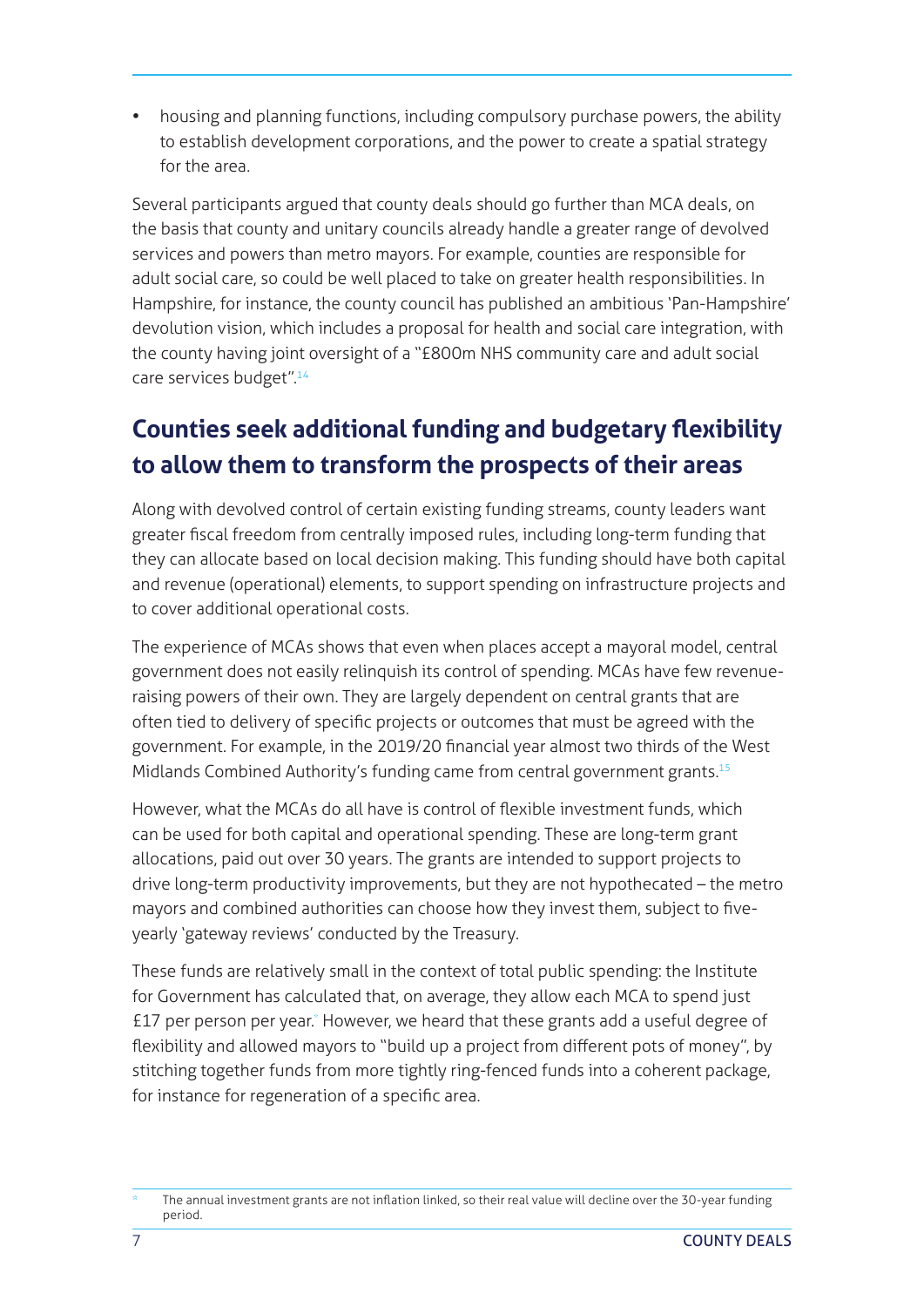- housing and planning functions, including compulsory purchase powers, the ability to establish development corporations, and the power to create a spatial strategy for the area.

Several participants argued that county deals should go further than MCA deals, on the basis that county and unitary councils already handle a greater range of devolved services and powers than metro mayors. For example, counties are responsible for adult social care, so could be well placed to take on greater health responsibilities. In Hampshire, for instance, the county council has published an ambitious 'Pan-Hampshire' devolution vision, which includes a proposal for health and social care integration, with the county having joint oversight of a "£800m NHS community care and adult social care services budget".[14]

## Counties seek additional funding and budgetary flexibility to allow them to transform the prospects of their areas

Along with devolved control of certain existing funding streams, county leaders want greater fiscal freedom from centrally imposed rules, including long-term funding that they can allocate based on local decision making. This funding should have both capital and revenue (operational) elements, to support spending on infrastructure projects and to cover additional operational costs.

The experience of MCAs shows that even when places accept a mayoral model, central government does not easily relinquish its control of spending. MCAs have few revenue-raising powers of their own. They are largely dependent on central grants that are often tied to delivery of specific projects or outcomes that must be agreed with the government. For example, in the 2019/20 financial year almost two thirds of the West Midlands Combined Authority's funding came from central government grants.[15]

However, what the MCAs do all have is control of flexible investment funds, which can be used for both capital and operational spending. These are long-term grant allocations, paid out over 30 years. The grants are intended to support projects to drive long-term productivity improvements, but they are not hypothecated – the metro mayors and combined authorities can choose how they invest them, subject to five-yearly 'gateway reviews' conducted by the Treasury.

These funds are relatively small in the context of total public spending: the Institute for Government has calculated that, on average, they allow each MCA to spend just £17 per person per year.[*] However, we heard that these grants add a useful degree of flexibility and allowed mayors to "build up a project from different pots of money", by stitching together funds from more tightly ring-fenced funds into a coherent package, for instance for regeneration of a specific area.

[*] The annual investment grants are not inflation linked, so their real value will decline over the 30-year funding period.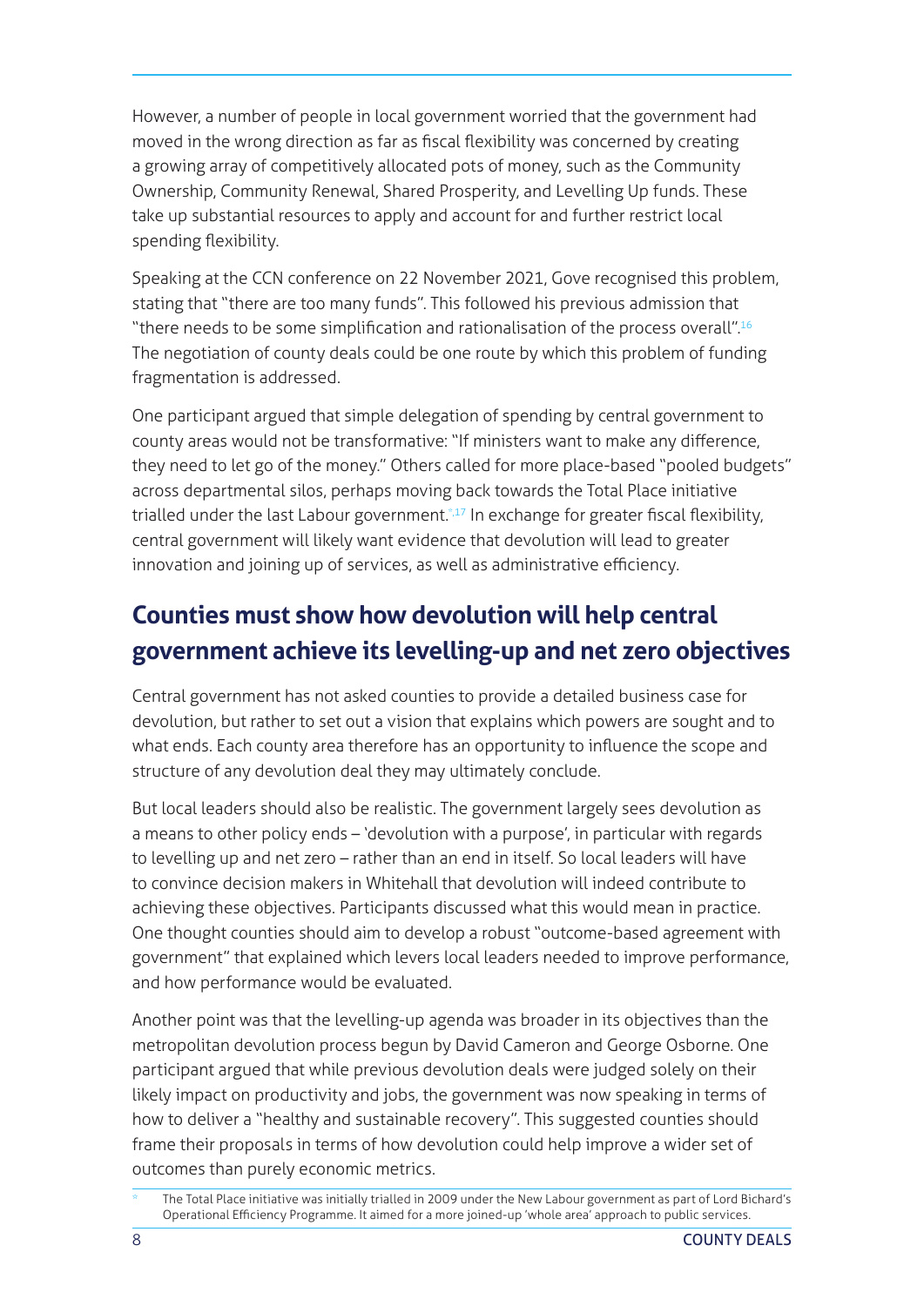However, a number of people in local government worried that the government had moved in the wrong direction as far as fiscal flexibility was concerned by creating a growing array of competitively allocated pots of money, such as the Community Ownership, Community Renewal, Shared Prosperity, and Levelling Up funds. These take up substantial resources to apply and account for and further restrict local spending flexibility.

Speaking at the CCN conference on 22 November 2021, Gove recognised this problem, stating that "there are too many funds". This followed his previous admission that "there needs to be some simplification and rationalisation of the process overall".[16] The negotiation of county deals could be one route by which this problem of funding fragmentation is addressed.

One participant argued that simple delegation of spending by central government to county areas would not be transformative: "If ministers want to make any difference, they need to let go of the money." Others called for more place-based "pooled budgets" across departmental silos, perhaps moving back towards the Total Place initiative trialled under the last Labour government.[*,17] In exchange for greater fiscal flexibility, central government will likely want evidence that devolution will lead to greater innovation and joining up of services, as well as administrative efficiency.

## Counties must show how devolution will help central government achieve its levelling-up and net zero objectives

Central government has not asked counties to provide a detailed business case for devolution, but rather to set out a vision that explains which powers are sought and to what ends. Each county area therefore has an opportunity to influence the scope and structure of any devolution deal they may ultimately conclude.

But local leaders should also be realistic. The government largely sees devolution as a means to other policy ends – 'devolution with a purpose', in particular with regards to levelling up and net zero – rather than an end in itself. So local leaders will have to convince decision makers in Whitehall that devolution will indeed contribute to achieving these objectives. Participants discussed what this would mean in practice. One thought counties should aim to develop a robust "outcome-based agreement with government" that explained which levers local leaders needed to improve performance, and how performance would be evaluated.

Another point was that the levelling-up agenda was broader in its objectives than the metropolitan devolution process begun by David Cameron and George Osborne. One participant argued that while previous devolution deals were judged solely on their likely impact on productivity and jobs, the government was now speaking in terms of how to deliver a "healthy and sustainable recovery". This suggested counties should frame their proposals in terms of how devolution could help improve a wider set of outcomes than purely economic metrics.

[*] The Total Place initiative was initially trialled in 2009 under the New Labour government as part of Lord Bichard's Operational Efficiency Programme. It aimed for a more joined-up 'whole area' approach to public services.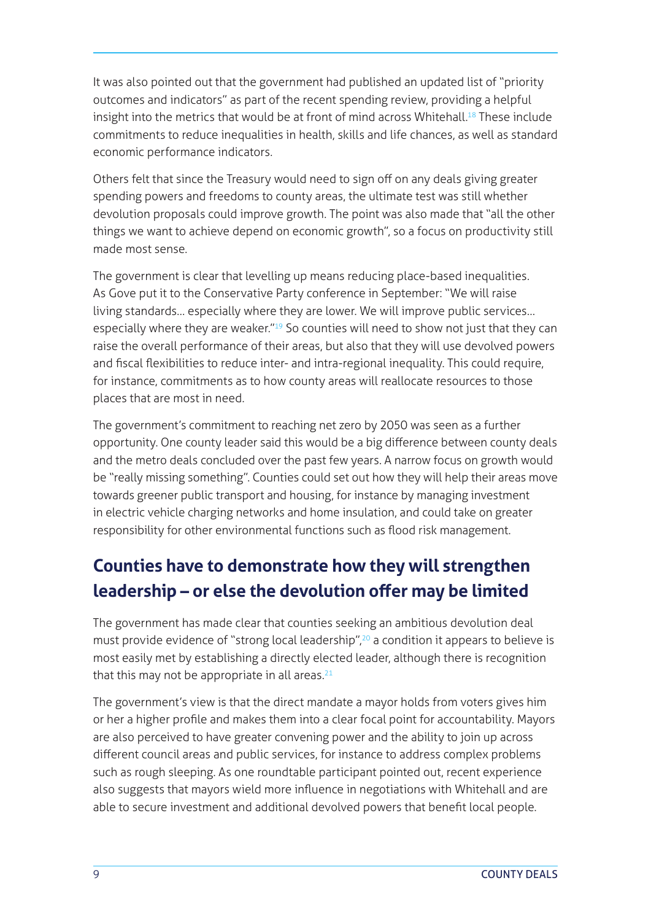It was also pointed out that the government had published an updated list of "priority outcomes and indicators" as part of the recent spending review, providing a helpful insight into the metrics that would be at front of mind across Whitehall.[18] These include commitments to reduce inequalities in health, skills and life chances, as well as standard economic performance indicators.

Others felt that since the Treasury would need to sign off on any deals giving greater spending powers and freedoms to county areas, the ultimate test was still whether devolution proposals could improve growth. The point was also made that "all the other things we want to achieve depend on economic growth", so a focus on productivity still made most sense.

The government is clear that levelling up means reducing place-based inequalities. As Gove put it to the Conservative Party conference in September: "We will raise living standards… especially where they are lower. We will improve public services… especially where they are weaker."[19] So counties will need to show not just that they can raise the overall performance of their areas, but also that they will use devolved powers and fiscal flexibilities to reduce inter- and intra-regional inequality. This could require, for instance, commitments as to how county areas will reallocate resources to those places that are most in need.

The government's commitment to reaching net zero by 2050 was seen as a further opportunity. One county leader said this would be a big difference between county deals and the metro deals concluded over the past few years. A narrow focus on growth would be "really missing something". Counties could set out how they will help their areas move towards greener public transport and housing, for instance by managing investment in electric vehicle charging networks and home insulation, and could take on greater responsibility for other environmental functions such as flood risk management.

## Counties have to demonstrate how they will strengthen leadership – or else the devolution offer may be limited

The government has made clear that counties seeking an ambitious devolution deal must provide evidence of "strong local leadership",[20] a condition it appears to believe is most easily met by establishing a directly elected leader, although there is recognition that this may not be appropriate in all areas.[21]

The government's view is that the direct mandate a mayor holds from voters gives him or her a higher profile and makes them into a clear focal point for accountability. Mayors are also perceived to have greater convening power and the ability to join up across different council areas and public services, for instance to address complex problems such as rough sleeping. As one roundtable participant pointed out, recent experience also suggests that mayors wield more influence in negotiations with Whitehall and are able to secure investment and additional devolved powers that benefit local people.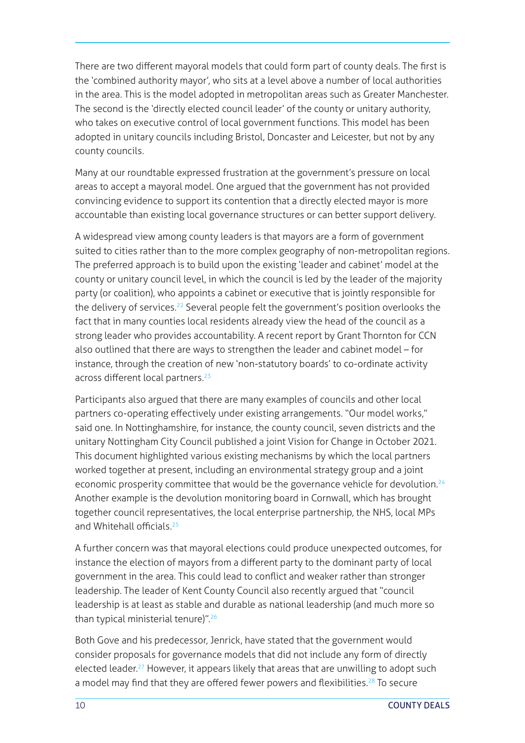There are two different mayoral models that could form part of county deals. The first is the 'combined authority mayor', who sits at a level above a number of local authorities in the area. This is the model adopted in metropolitan areas such as Greater Manchester. The second is the 'directly elected council leader' of the county or unitary authority, who takes on executive control of local government functions. This model has been adopted in unitary councils including Bristol, Doncaster and Leicester, but not by any county councils.

Many at our roundtable expressed frustration at the government's pressure on local areas to accept a mayoral model. One argued that the government has not provided convincing evidence to support its contention that a directly elected mayor is more accountable than existing local governance structures or can better support delivery.

A widespread view among county leaders is that mayors are a form of government suited to cities rather than to the more complex geography of non-metropolitan regions. The preferred approach is to build upon the existing 'leader and cabinet' model at the county or unitary council level, in which the council is led by the leader of the majority party (or coalition), who appoints a cabinet or executive that is jointly responsible for the delivery of services.[22] Several people felt the government's position overlooks the fact that in many counties local residents already view the head of the council as a strong leader who provides accountability. A recent report by Grant Thornton for CCN also outlined that there are ways to strengthen the leader and cabinet model – for instance, through the creation of new 'non-statutory boards' to co-ordinate activity across different local partners.[23]

Participants also argued that there are many examples of councils and other local partners co-operating effectively under existing arrangements. "Our model works," said one. In Nottinghamshire, for instance, the county council, seven districts and the unitary Nottingham City Council published a joint Vision for Change in October 2021. This document highlighted various existing mechanisms by which the local partners worked together at present, including an environmental strategy group and a joint economic prosperity committee that would be the governance vehicle for devolution.[24] Another example is the devolution monitoring board in Cornwall, which has brought together council representatives, the local enterprise partnership, the NHS, local MPs and Whitehall officials.[25]

A further concern was that mayoral elections could produce unexpected outcomes, for instance the election of mayors from a different party to the dominant party of local government in the area. This could lead to conflict and weaker rather than stronger leadership. The leader of Kent County Council also recently argued that "council leadership is at least as stable and durable as national leadership (and much more so than typical ministerial tenure)".[26]

Both Gove and his predecessor, Jenrick, have stated that the government would consider proposals for governance models that did not include any form of directly elected leader.[27] However, it appears likely that areas that are unwilling to adopt such a model may find that they are offered fewer powers and flexibilities.[28] To secure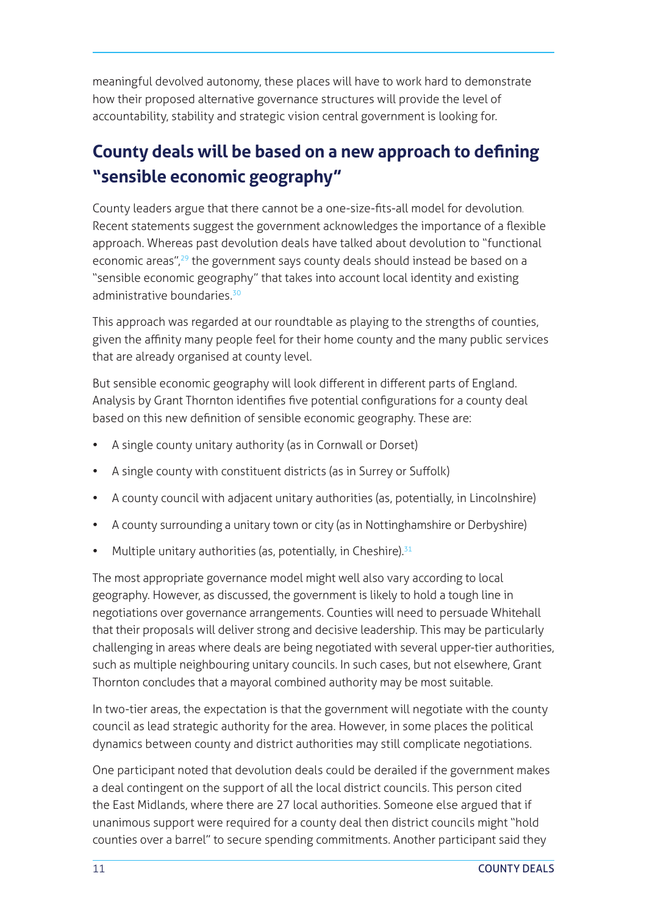meaningful devolved autonomy, these places will have to work hard to demonstrate how their proposed alternative governance structures will provide the level of accountability, stability and strategic vision central government is looking for.

## County deals will be based on a new approach to defining "sensible economic geography"

County leaders argue that there cannot be a one-size-fits-all model for devolution. Recent statements suggest the government acknowledges the importance of a flexible approach. Whereas past devolution deals have talked about devolution to "functional economic areas",[29] the government says county deals should instead be based on a "sensible economic geography" that takes into account local identity and existing administrative boundaries.[30]

This approach was regarded at our roundtable as playing to the strengths of counties, given the affinity many people feel for their home county and the many public services that are already organised at county level.

But sensible economic geography will look different in different parts of England. Analysis by Grant Thornton identifies five potential configurations for a county deal based on this new definition of sensible economic geography. These are:

- A single county unitary authority (as in Cornwall or Dorset)
- A single county with constituent districts (as in Surrey or Suffolk)
- A county council with adjacent unitary authorities (as, potentially, in Lincolnshire)
- A county surrounding a unitary town or city (as in Nottinghamshire or Derbyshire)
- Multiple unitary authorities (as, potentially, in Cheshire).[31]

The most appropriate governance model might well also vary according to local geography. However, as discussed, the government is likely to hold a tough line in negotiations over governance arrangements. Counties will need to persuade Whitehall that their proposals will deliver strong and decisive leadership. This may be particularly challenging in areas where deals are being negotiated with several upper-tier authorities, such as multiple neighbouring unitary councils. In such cases, but not elsewhere, Grant Thornton concludes that a mayoral combined authority may be most suitable.

In two-tier areas, the expectation is that the government will negotiate with the county council as lead strategic authority for the area. However, in some places the political dynamics between county and district authorities may still complicate negotiations.

One participant noted that devolution deals could be derailed if the government makes a deal contingent on the support of all the local district councils. This person cited the East Midlands, where there are 27 local authorities. Someone else argued that if unanimous support were required for a county deal then district councils might "hold counties over a barrel" to secure spending commitments. Another participant said they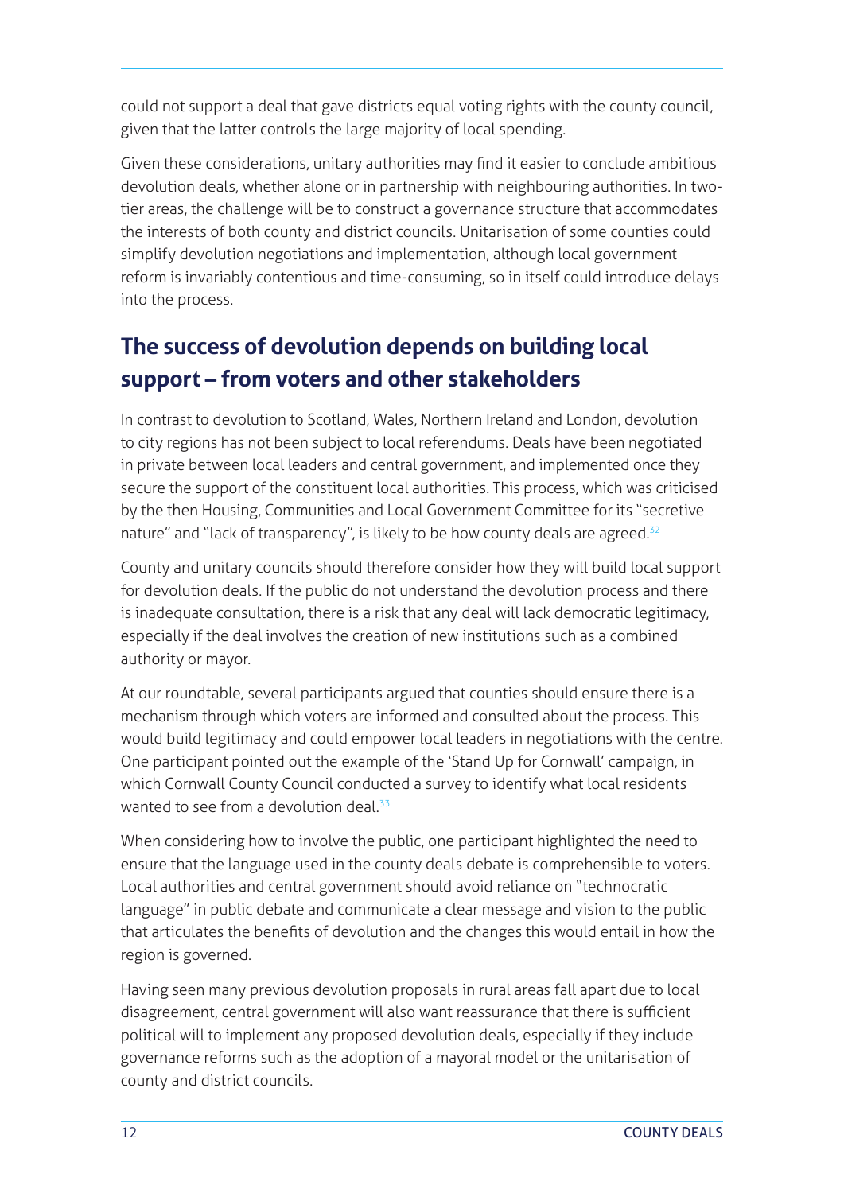could not support a deal that gave districts equal voting rights with the county council, given that the latter controls the large majority of local spending.

Given these considerations, unitary authorities may find it easier to conclude ambitious devolution deals, whether alone or in partnership with neighbouring authorities. In two-tier areas, the challenge will be to construct a governance structure that accommodates the interests of both county and district councils. Unitarisation of some counties could simplify devolution negotiations and implementation, although local government reform is invariably contentious and time-consuming, so in itself could introduce delays into the process.

## The success of devolution depends on building local support – from voters and other stakeholders

In contrast to devolution to Scotland, Wales, Northern Ireland and London, devolution to city regions has not been subject to local referendums. Deals have been negotiated in private between local leaders and central government, and implemented once they secure the support of the constituent local authorities. This process, which was criticised by the then Housing, Communities and Local Government Committee for its "secretive nature" and "lack of transparency", is likely to be how county deals are agreed.[32]

County and unitary councils should therefore consider how they will build local support for devolution deals. If the public do not understand the devolution process and there is inadequate consultation, there is a risk that any deal will lack democratic legitimacy, especially if the deal involves the creation of new institutions such as a combined authority or mayor.

At our roundtable, several participants argued that counties should ensure there is a mechanism through which voters are informed and consulted about the process. This would build legitimacy and could empower local leaders in negotiations with the centre. One participant pointed out the example of the 'Stand Up for Cornwall' campaign, in which Cornwall County Council conducted a survey to identify what local residents wanted to see from a devolution deal.[33]

When considering how to involve the public, one participant highlighted the need to ensure that the language used in the county deals debate is comprehensible to voters. Local authorities and central government should avoid reliance on "technocratic language" in public debate and communicate a clear message and vision to the public that articulates the benefits of devolution and the changes this would entail in how the region is governed.

Having seen many previous devolution proposals in rural areas fall apart due to local disagreement, central government will also want reassurance that there is sufficient political will to implement any proposed devolution deals, especially if they include governance reforms such as the adoption of a mayoral model or the unitarisation of county and district councils.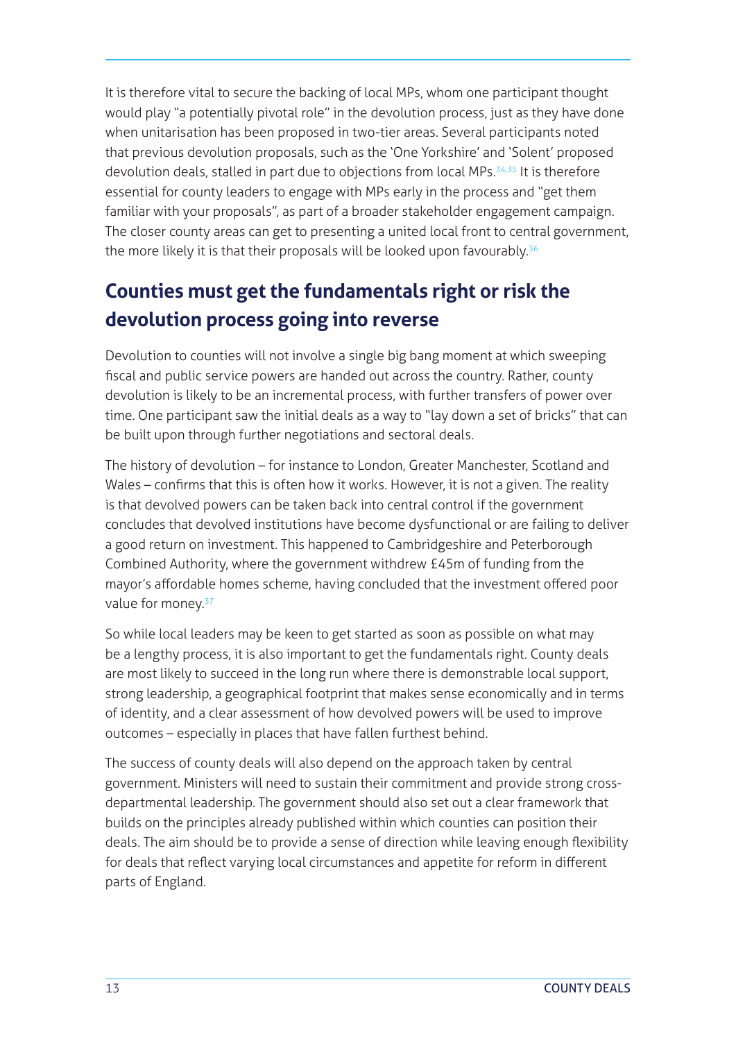It is therefore vital to secure the backing of local MPs, whom one participant thought would play "a potentially pivotal role" in the devolution process, just as they have done when unitarisation has been proposed in two-tier areas. Several participants noted that previous devolution proposals, such as the 'One Yorkshire' and 'Solent' proposed devolution deals, stalled in part due to objections from local MPs.[34,35] It is therefore essential for county leaders to engage with MPs early in the process and "get them familiar with your proposals", as part of a broader stakeholder engagement campaign. The closer county areas can get to presenting a united local front to central government, the more likely it is that their proposals will be looked upon favourably.[36]

## Counties must get the fundamentals right or risk the devolution process going into reverse

Devolution to counties will not involve a single big bang moment at which sweeping fiscal and public service powers are handed out across the country. Rather, county devolution is likely to be an incremental process, with further transfers of power over time. One participant saw the initial deals as a way to "lay down a set of bricks" that can be built upon through further negotiations and sectoral deals.

The history of devolution – for instance to London, Greater Manchester, Scotland and Wales – confirms that this is often how it works. However, it is not a given. The reality is that devolved powers can be taken back into central control if the government concludes that devolved institutions have become dysfunctional or are failing to deliver a good return on investment. This happened to Cambridgeshire and Peterborough Combined Authority, where the government withdrew £45m of funding from the mayor's affordable homes scheme, having concluded that the investment offered poor value for money.[37]

So while local leaders may be keen to get started as soon as possible on what may be a lengthy process, it is also important to get the fundamentals right. County deals are most likely to succeed in the long run where there is demonstrable local support, strong leadership, a geographical footprint that makes sense economically and in terms of identity, and a clear assessment of how devolved powers will be used to improve outcomes – especially in places that have fallen furthest behind.

The success of county deals will also depend on the approach taken by central government. Ministers will need to sustain their commitment and provide strong cross-departmental leadership. The government should also set out a clear framework that builds on the principles already published within which counties can position their deals. The aim should be to provide a sense of direction while leaving enough flexibility for deals that reflect varying local circumstances and appetite for reform in different parts of England.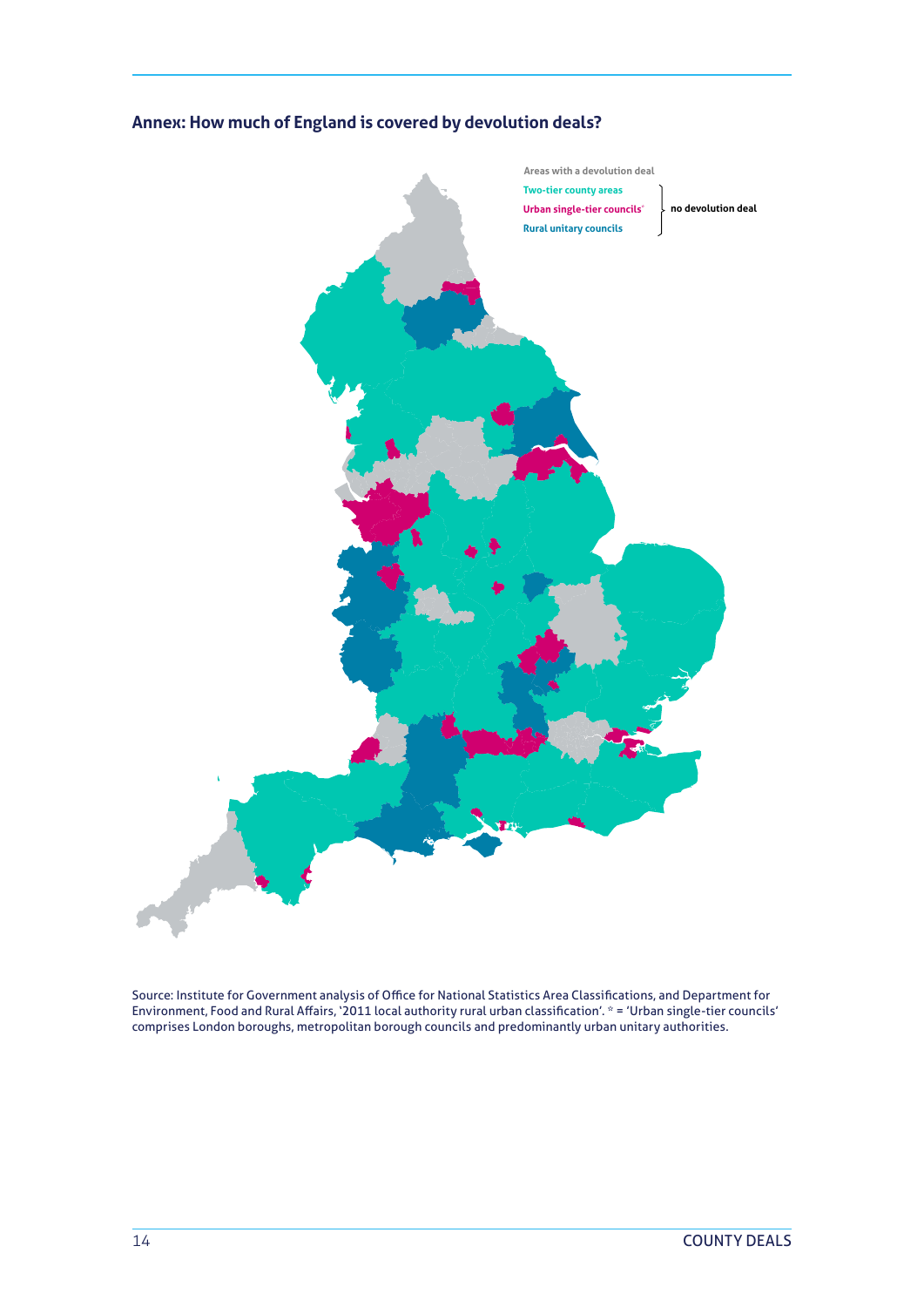## Annex: How much of England is covered by devolution deals?

Areas with a devolution deal

Two-tier county areas

Urban single-tier councils*

Rural unitary councils

no devolution deal

Source: Institute for Government analysis of Office for National Statistics Area Classifications, and Department for Environment, Food and Rural Affairs, '2011 local authority rural urban classification'. * = 'Urban single-tier councils' comprises London boroughs, metropolitan borough councils and predominantly urban unitary authorities.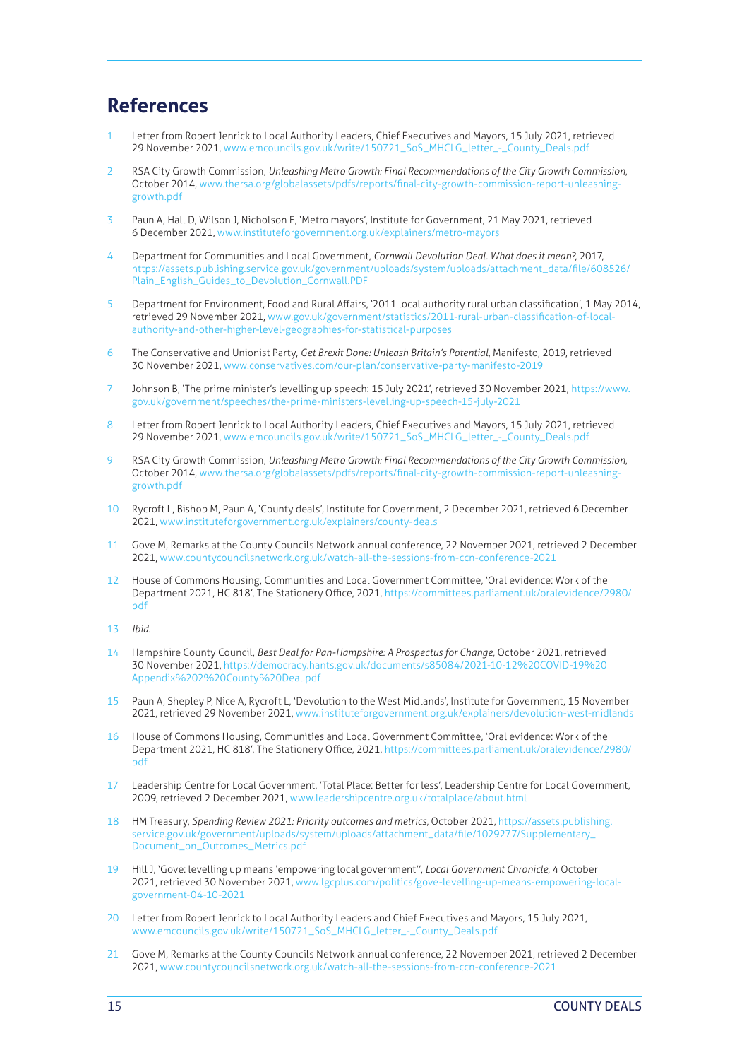# References

1. Letter from Robert Jenrick to Local Authority Leaders, Chief Executives and Mayors, 15 July 2021, retrieved 29 November 2021, www.emcouncils.gov.uk/write/150721_SoS_MHCLG_letter_-_County_Deals.pdf

2. RSA City Growth Commission, *Unleashing Metro Growth: Final Recommendations of the City Growth Commission*, October 2014, www.thersa.org/globalassets/pdfs/reports/final-city-growth-commission-report-unleashing-growth.pdf

3. Paun A, Hall D, Wilson J, Nicholson E, 'Metro mayors', Institute for Government, 21 May 2021, retrieved 6 December 2021, www.instituteforgovernment.org.uk/explainers/metro-mayors

4. Department for Communities and Local Government, *Cornwall Devolution Deal. What does it mean?*, 2017, https://assets.publishing.service.gov.uk/government/uploads/system/uploads/attachment_data/file/608526/Plain_English_Guides_to_Devolution_Cornwall.PDF

5. Department for Environment, Food and Rural Affairs, '2011 local authority rural urban classification', 1 May 2014, retrieved 29 November 2021, www.gov.uk/government/statistics/2011-rural-urban-classification-of-local-authority-and-other-higher-level-geographies-for-statistical-purposes

6. The Conservative and Unionist Party, *Get Brexit Done: Unleash Britain's Potential*, Manifesto, 2019, retrieved 30 November 2021, www.conservatives.com/our-plan/conservative-party-manifesto-2019

7. Johnson B, 'The prime minister's levelling up speech: 15 July 2021', retrieved 30 November 2021, https://www.gov.uk/government/speeches/the-prime-ministers-levelling-up-speech-15-july-2021

8. Letter from Robert Jenrick to Local Authority Leaders, Chief Executives and Mayors, 15 July 2021, retrieved 29 November 2021, www.emcouncils.gov.uk/write/150721_SoS_MHCLG_letter_-_County_Deals.pdf

9. RSA City Growth Commission, *Unleashing Metro Growth: Final Recommendations of the City Growth Commission*, October 2014, www.thersa.org/globalassets/pdfs/reports/final-city-growth-commission-report-unleashing-growth.pdf

10. Rycroft L, Bishop M, Paun A, 'County deals', Institute for Government, 2 December 2021, retrieved 6 December 2021, www.instituteforgovernment.org.uk/explainers/county-deals

11. Gove M, Remarks at the County Councils Network annual conference, 22 November 2021, retrieved 2 December 2021, www.countycouncilsnetwork.org.uk/watch-all-the-sessions-from-ccn-conference-2021

12. House of Commons Housing, Communities and Local Government Committee, 'Oral evidence: Work of the Department 2021, HC 818', The Stationery Office, 2021, https://committees.parliament.uk/oralevidence/2980/pdf

13. *Ibid.*

14. Hampshire County Council, *Best Deal for Pan-Hampshire: A Prospectus for Change*, October 2021, retrieved 30 November 2021, https://democracy.hants.gov.uk/documents/s85084/2021-10-12%20COVID-19%20Appendix%202%20County%20Deal.pdf

15. Paun A, Shepley P, Nice A, Rycroft L, 'Devolution to the West Midlands', Institute for Government, 15 November 2021, retrieved 29 November 2021, www.instituteforgovernment.org.uk/explainers/devolution-west-midlands

16. House of Commons Housing, Communities and Local Government Committee, 'Oral evidence: Work of the Department 2021, HC 818', The Stationery Office, 2021, https://committees.parliament.uk/oralevidence/2980/pdf

17. Leadership Centre for Local Government, 'Total Place: Better for less', Leadership Centre for Local Government, 2009, retrieved 2 December 2021, www.leadershipcentre.org.uk/totalplace/about.html

18. HM Treasury, *Spending Review 2021: Priority outcomes and metrics*, October 2021, https://assets.publishing.service.gov.uk/government/uploads/system/uploads/attachment_data/file/1029277/Supplementary_Document_on_Outcomes_Metrics.pdf

19. Hill J, 'Gove: levelling up means 'empowering local government'', *Local Government Chronicle*, 4 October 2021, retrieved 30 November 2021, www.lgcplus.com/politics/gove-levelling-up-means-empowering-local-government-04-10-2021

20. Letter from Robert Jenrick to Local Authority Leaders and Chief Executives and Mayors, 15 July 2021, www.emcouncils.gov.uk/write/150721_SoS_MHCLG_letter_-_County_Deals.pdf

21. Gove M, Remarks at the County Councils Network annual conference, 22 November 2021, retrieved 2 December 2021, www.countycouncilsnetwork.org.uk/watch-all-the-sessions-from-ccn-conference-2021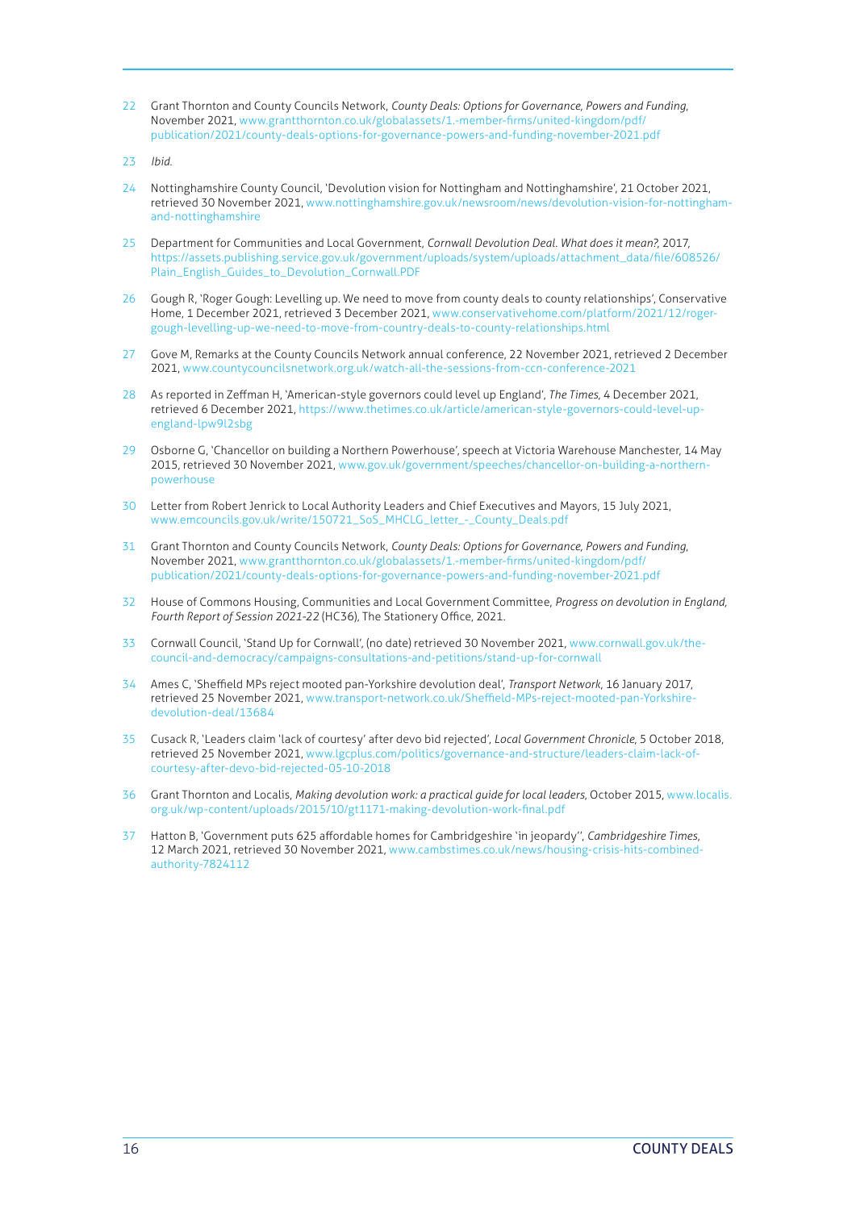22 Grant Thornton and County Councils Network, *County Deals: Options for Governance, Powers and Funding*, November 2021, www.grantthornton.co.uk/globalassets/1.-member-firms/united-kingdom/pdf/publication/2021/county-deals-options-for-governance-powers-and-funding-november-2021.pdf

23 *Ibid.*

24 Nottinghamshire County Council, 'Devolution vision for Nottingham and Nottinghamshire', 21 October 2021, retrieved 30 November 2021, www.nottinghamshire.gov.uk/newsroom/news/devolution-vision-for-nottingham-and-nottinghamshire

25 Department for Communities and Local Government, *Cornwall Devolution Deal. What does it mean?*, 2017, https://assets.publishing.service.gov.uk/government/uploads/system/uploads/attachment_data/file/608526/Plain_English_Guides_to_Devolution_Cornwall.PDF

26 Gough R, 'Roger Gough: Levelling up. We need to move from county deals to county relationships', Conservative Home, 1 December 2021, retrieved 3 December 2021, www.conservativehome.com/platform/2021/12/roger-gough-levelling-up-we-need-to-move-from-country-deals-to-county-relationships.html

27 Gove M, Remarks at the County Councils Network annual conference, 22 November 2021, retrieved 2 December 2021, www.countycouncilsnetwork.org.uk/watch-all-the-sessions-from-ccn-conference-2021

28 As reported in Zeffman H, 'American-style governors could level up England', *The Times*, 4 December 2021, retrieved 6 December 2021, https://www.thetimes.co.uk/article/american-style-governors-could-level-up-england-lpw9l2sbg

29 Osborne G, 'Chancellor on building a Northern Powerhouse', speech at Victoria Warehouse Manchester, 14 May 2015, retrieved 30 November 2021, www.gov.uk/government/speeches/chancellor-on-building-a-northern-powerhouse

30 Letter from Robert Jenrick to Local Authority Leaders and Chief Executives and Mayors, 15 July 2021, www.emcouncils.gov.uk/write/150721_SoS_MHCLG_letter_-_County_Deals.pdf

31 Grant Thornton and County Councils Network, *County Deals: Options for Governance, Powers and Funding*, November 2021, www.grantthornton.co.uk/globalassets/1.-member-firms/united-kingdom/pdf/publication/2021/county-deals-options-for-governance-powers-and-funding-november-2021.pdf

32 House of Commons Housing, Communities and Local Government Committee, *Progress on devolution in England, Fourth Report of Session 2021-22* (HC36), The Stationery Office, 2021.

33 Cornwall Council, 'Stand Up for Cornwall', (no date) retrieved 30 November 2021, www.cornwall.gov.uk/the-council-and-democracy/campaigns-consultations-and-petitions/stand-up-for-cornwall

34 Ames C, 'Sheffield MPs reject mooted pan-Yorkshire devolution deal', *Transport Network*, 16 January 2017, retrieved 25 November 2021, www.transport-network.co.uk/Sheffield-MPs-reject-mooted-pan-Yorkshire-devolution-deal/13684

35 Cusack R, 'Leaders claim 'lack of courtesy' after devo bid rejected', *Local Government Chronicle*, 5 October 2018, retrieved 25 November 2021, www.lgcplus.com/politics/governance-and-structure/leaders-claim-lack-of-courtesy-after-devo-bid-rejected-05-10-2018

36 Grant Thornton and Localis, *Making devolution work: a practical guide for local leaders*, October 2015, www.localis.org.uk/wp-content/uploads/2015/10/gt1171-making-devolution-work-final.pdf

37 Hatton B, 'Government puts 625 affordable homes for Cambridgeshire 'in jeopardy'', *Cambridgeshire Times*, 12 March 2021, retrieved 30 November 2021, www.cambstimes.co.uk/news/housing-crisis-hits-combined-authority-7824112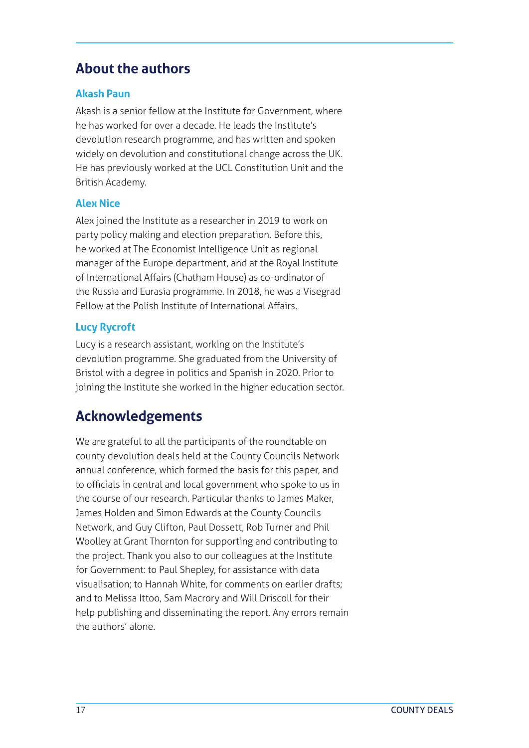## About the authors

### Akash Paun

Akash is a senior fellow at the Institute for Government, where he has worked for over a decade. He leads the Institute's devolution research programme, and has written and spoken widely on devolution and constitutional change across the UK. He has previously worked at the UCL Constitution Unit and the British Academy.

### Alex Nice

Alex joined the Institute as a researcher in 2019 to work on party policy making and election preparation. Before this, he worked at The Economist Intelligence Unit as regional manager of the Europe department, and at the Royal Institute of International Affairs (Chatham House) as co-ordinator of the Russia and Eurasia programme. In 2018, he was a Visegrad Fellow at the Polish Institute of International Affairs.

### Lucy Rycroft

Lucy is a research assistant, working on the Institute's devolution programme. She graduated from the University of Bristol with a degree in politics and Spanish in 2020. Prior to joining the Institute she worked in the higher education sector.

## Acknowledgements

We are grateful to all the participants of the roundtable on county devolution deals held at the County Councils Network annual conference, which formed the basis for this paper, and to officials in central and local government who spoke to us in the course of our research. Particular thanks to James Maker, James Holden and Simon Edwards at the County Councils Network, and Guy Clifton, Paul Dossett, Rob Turner and Phil Woolley at Grant Thornton for supporting and contributing to the project. Thank you also to our colleagues at the Institute for Government: to Paul Shepley, for assistance with data visualisation; to Hannah White, for comments on earlier drafts; and to Melissa Ittoo, Sam Macrory and Will Driscoll for their help publishing and disseminating the report. Any errors remain the authors' alone.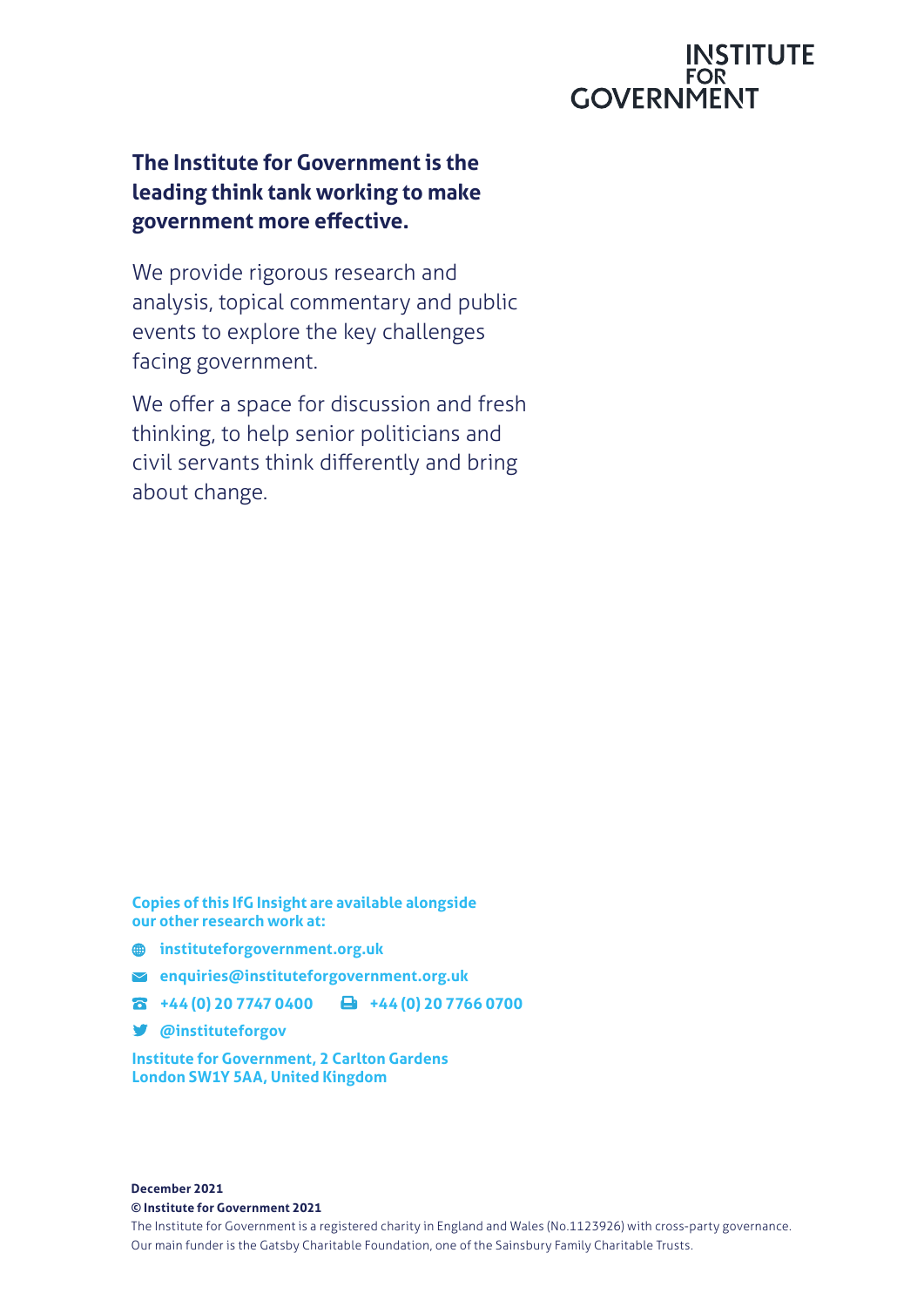INSTITUTE FOR GOVERNMENT

**The Institute for Government is the leading think tank working to make government more effective.**

We provide rigorous research and analysis, topical commentary and public events to explore the key challenges facing government.

We offer a space for discussion and fresh thinking, to help senior politicians and civil servants think differently and bring about change.

**Copies of this IfG Insight are available alongside our other research work at:**

- **instituteforgovernment.org.uk**
- **enquiries@instituteforgovernment.org.uk**
- **+44 (0) 20 7747 0400** **+44 (0) 20 7766 0700**
- **@instituteforgov**

**Institute for Government, 2 Carlton Gardens London SW1Y 5AA, United Kingdom**

**December 2021**
**© Institute for Government 2021**
The Institute for Government is a registered charity in England and Wales (No.1123926) with cross-party governance. Our main funder is the Gatsby Charitable Foundation, one of the Sainsbury Family Charitable Trusts.